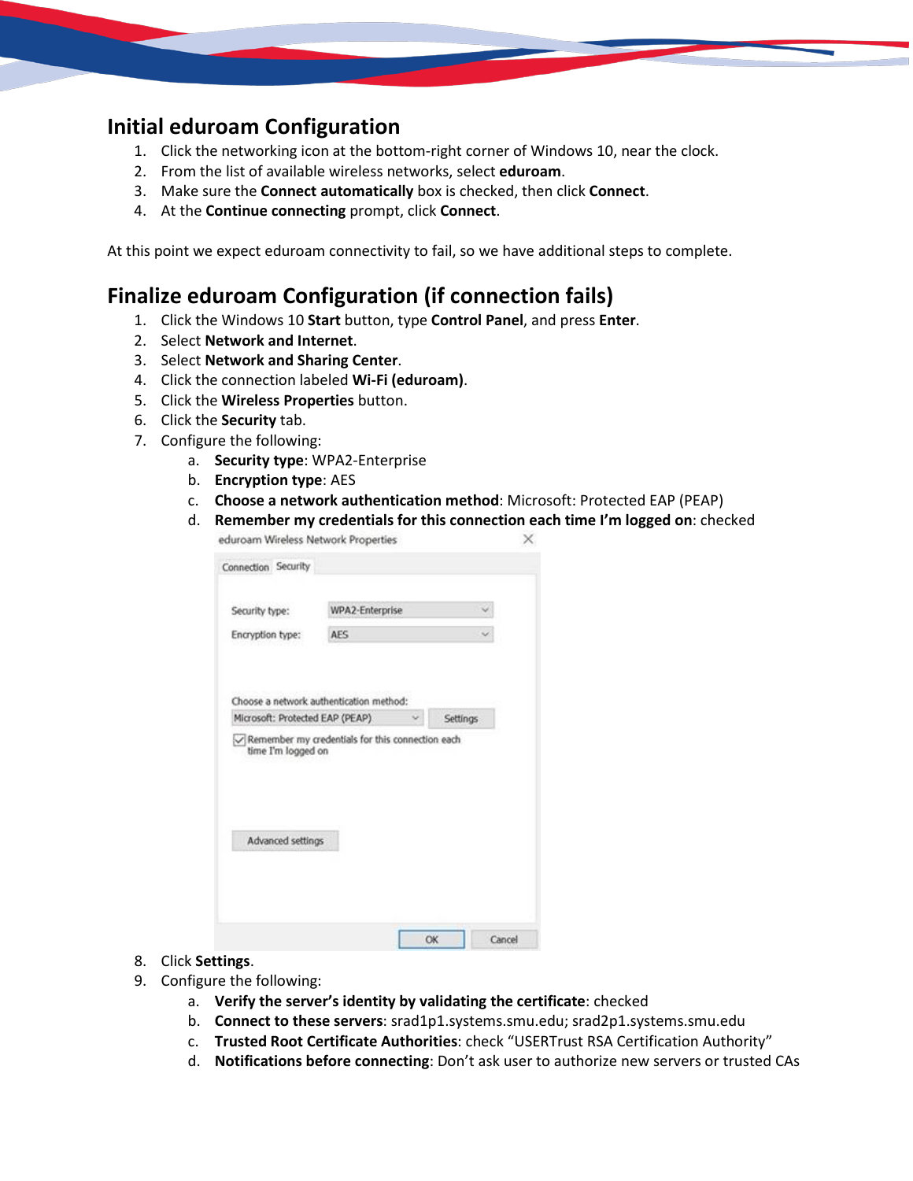## Initial eduroam Configuration

1. Click the networking icon at the bottom-right corner of Windows 10, near the clock.
2. From the list of available wireless networks, select **eduroam**.
3. Make sure the **Connect automatically** box is checked, then click **Connect**.
4. At the **Continue connecting** prompt, click **Connect**.

At this point we expect eduroam connectivity to fail, so we have additional steps to complete.

## Finalize eduroam Configuration (if connection fails)

1. Click the Windows 10 **Start** button, type **Control Panel**, and press **Enter**.
2. Select **Network and Internet**.
3. Select **Network and Sharing Center**.
4. Click the connection labeled **Wi-Fi (eduroam)**.
5. Click the **Wireless Properties** button.
6. Click the **Security** tab.
7. Configure the following:
   a. **Security type**: WPA2-Enterprise
   b. **Encryption type**: AES
   c. **Choose a network authentication method**: Microsoft: Protected EAP (PEAP)
   d. **Remember my credentials for this connection each time I'm logged on**: checked
8. Click **Settings**.
9. Configure the following:
   a. **Verify the server's identity by validating the certificate**: checked
   b. **Connect to these servers**: srad1p1.systems.smu.edu; srad2p1.systems.smu.edu
   c. **Trusted Root Certificate Authorities**: check "USERTrust RSA Certification Authority"
   d. **Notifications before connecting**: Don't ask user to authorize new servers or trusted CAs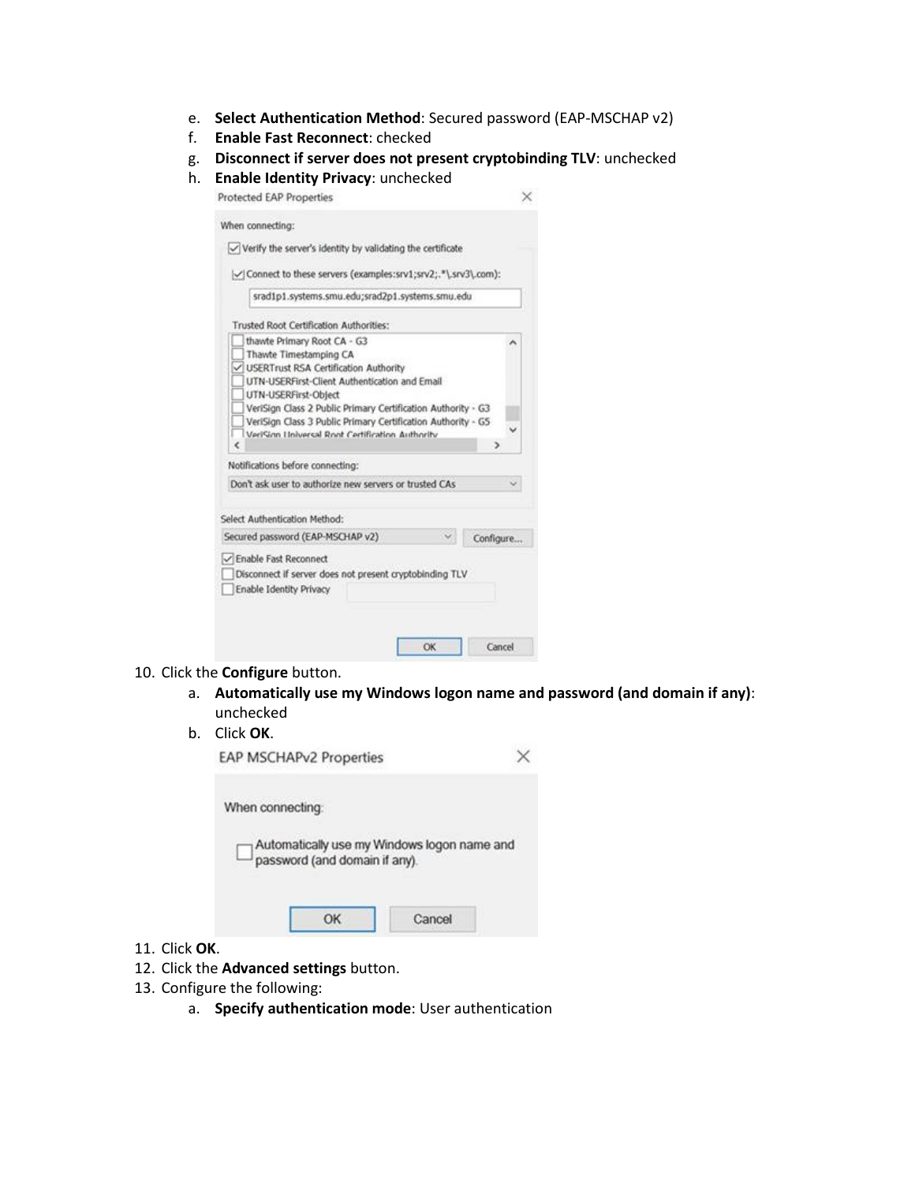e. **Select Authentication Method**: Secured password (EAP-MSCHAP v2)
f. **Enable Fast Reconnect**: checked
g. **Disconnect if server does not present cryptobinding TLV**: unchecked
h. **Enable Identity Privacy**: unchecked

10. Click the **Configure** button.
    a. **Automatically use my Windows logon name and password (and domain if any)**: unchecked
    b. Click **OK**.
11. Click **OK**.
12. Click the **Advanced settings** button.
13. Configure the following:
    a. **Specify authentication mode**: User authentication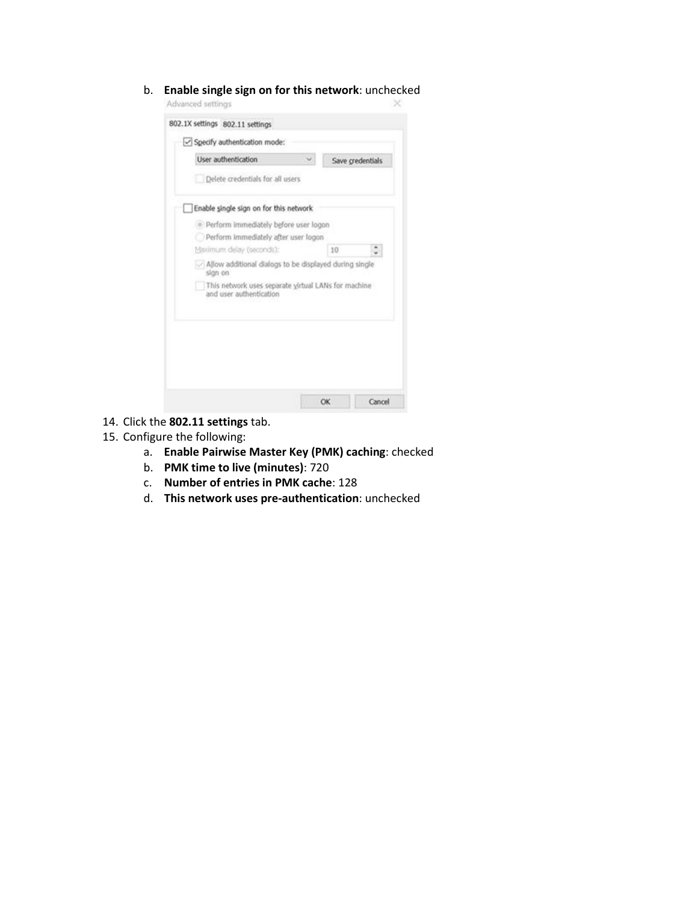b. **Enable single sign on for this network**: unchecked

14. Click the **802.11 settings** tab.
15. Configure the following:
    a. **Enable Pairwise Master Key (PMK) caching**: checked
    b. **PMK time to live (minutes)**: 720
    c. **Number of entries in PMK cache**: 128
    d. **This network uses pre-authentication**: unchecked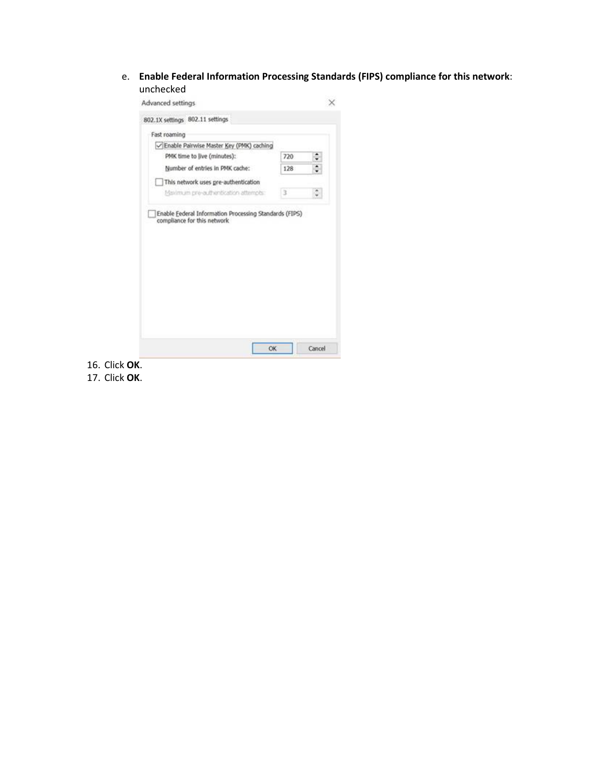e. **Enable Federal Information Processing Standards (FIPS) compliance for this network**: unchecked

16. Click **OK**.
17. Click **OK**.